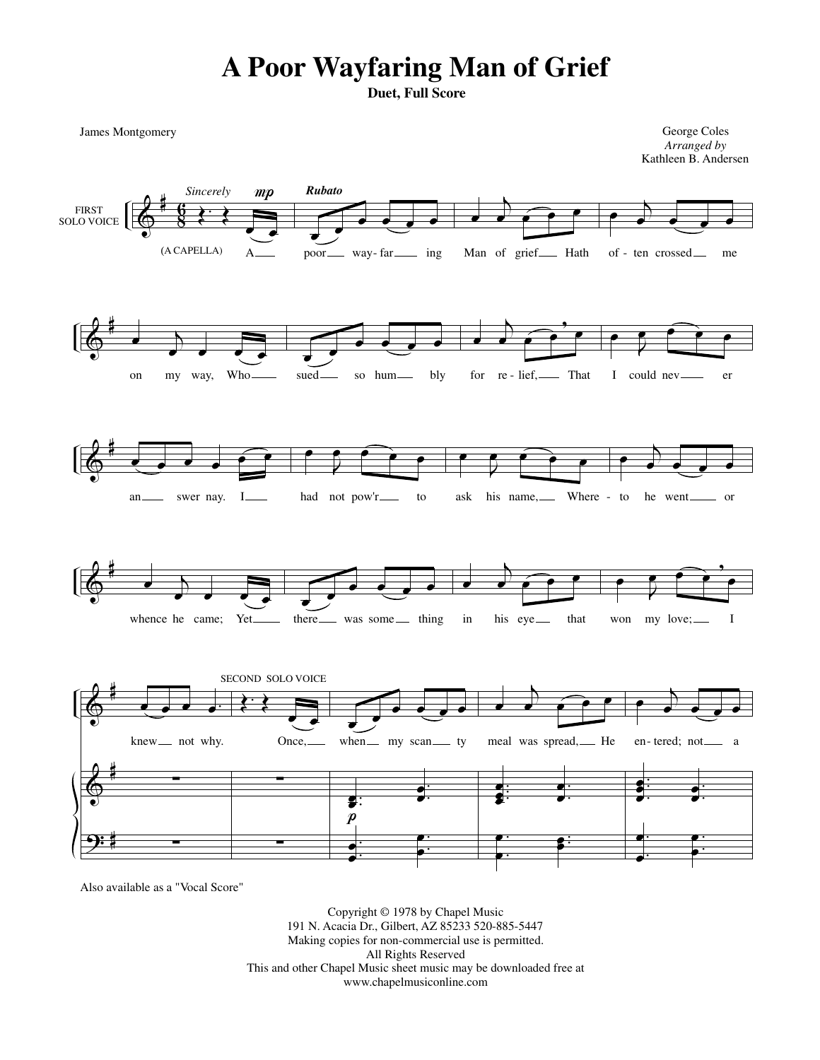# A Poor Wayfaring Man of Grief

**Duet, Full Score**

James Montgomery

George Coles
*Arranged by*
Kathleen B. Andersen

Also available as a "Vocal Score"

Copyright © 1978 by Chapel Music
191 N. Acacia Dr., Gilbert, AZ 85233 520-885-5447
Making copies for non-commercial use is permitted.
All Rights Reserved
This and other Chapel Music sheet music may be downloaded free at
www.chapelmusiconline.com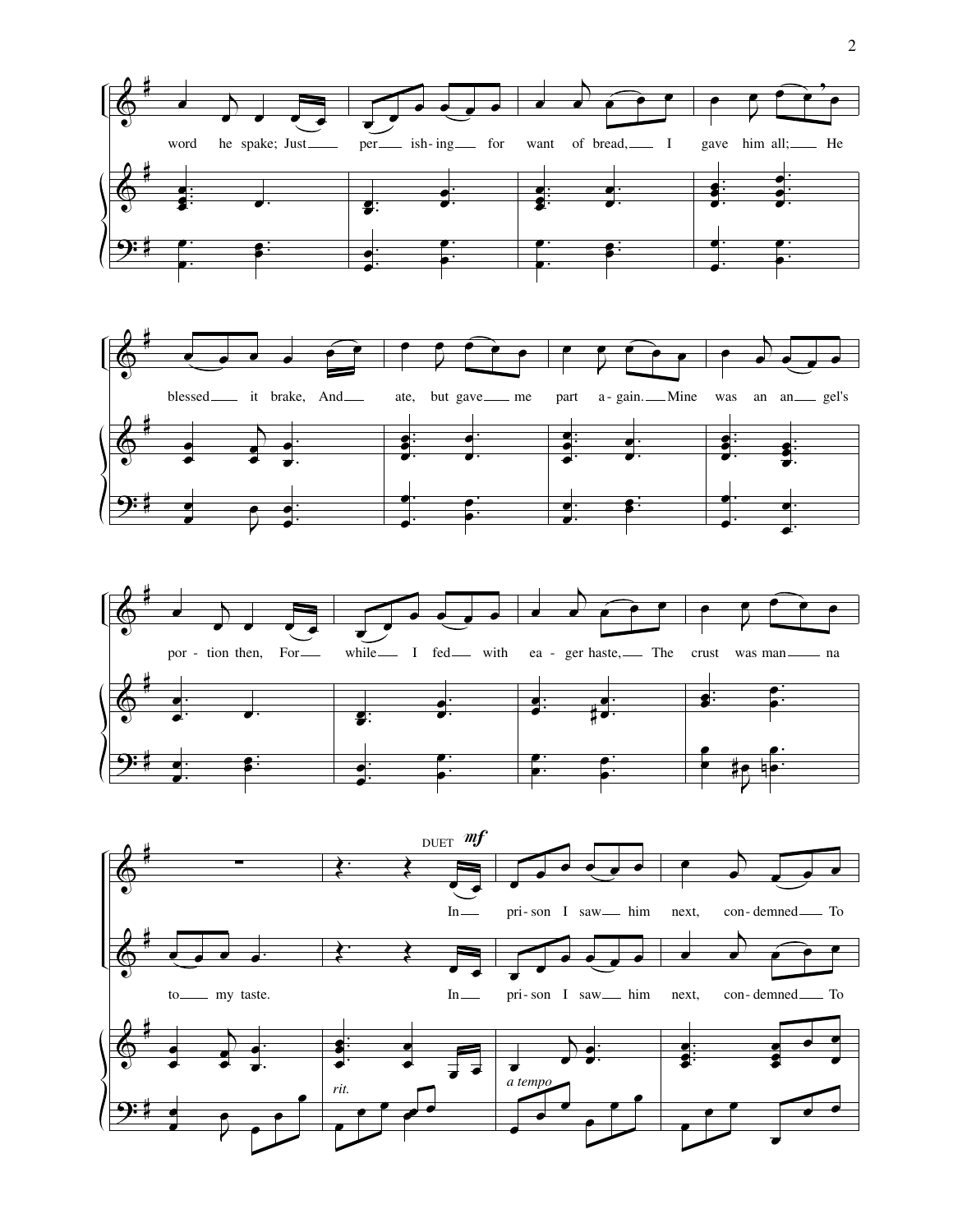word he spake; Just per - ish - ing for want of bread, I gave him all; He

blessed it brake, And ate, but gave me part a - gain. Mine was an an - gel's

por - tion then, For while I fed with ea - ger haste, The crust was man - na

DUET *mf*

In pri - son I saw him next, con - demned To

to my taste. In pri - son I saw him next, con - demned To

*rit.* *a tempo*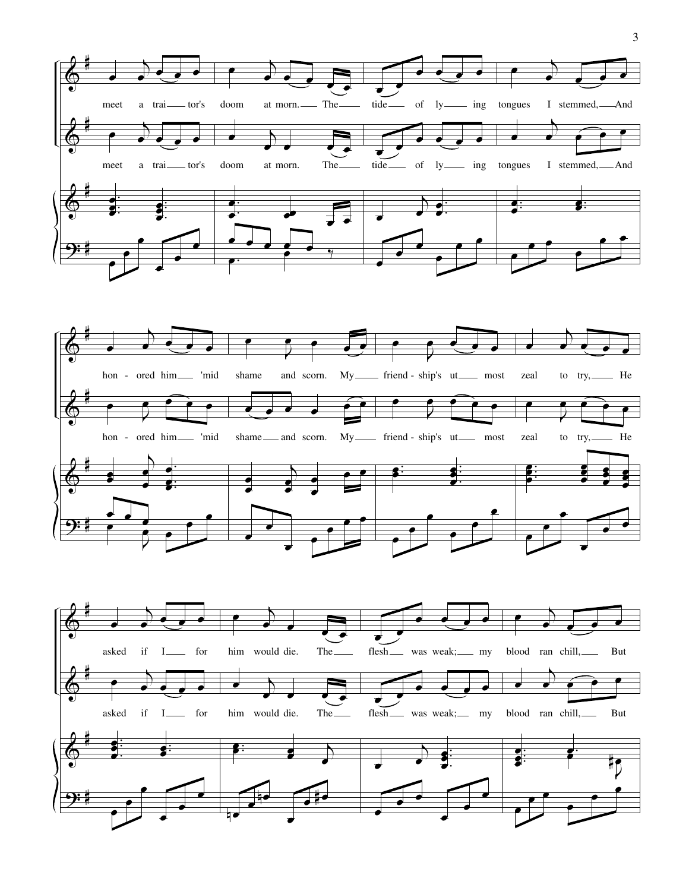meet a trai - tor's doom at morn. The tide of ly - ing tongues I stemmed, And

meet a trai - tor's doom at morn. The tide of ly - ing tongues I stemmed, And

hon - ored him 'mid shame and scorn. My friend - ship's ut - most zeal to try, He

hon - ored him 'mid shame and scorn. My friend - ship's ut - most zeal to try, He

asked if I for him would die. The flesh was weak; my blood ran chill, But

asked if I for him would die. The flesh was weak; my blood ran chill, But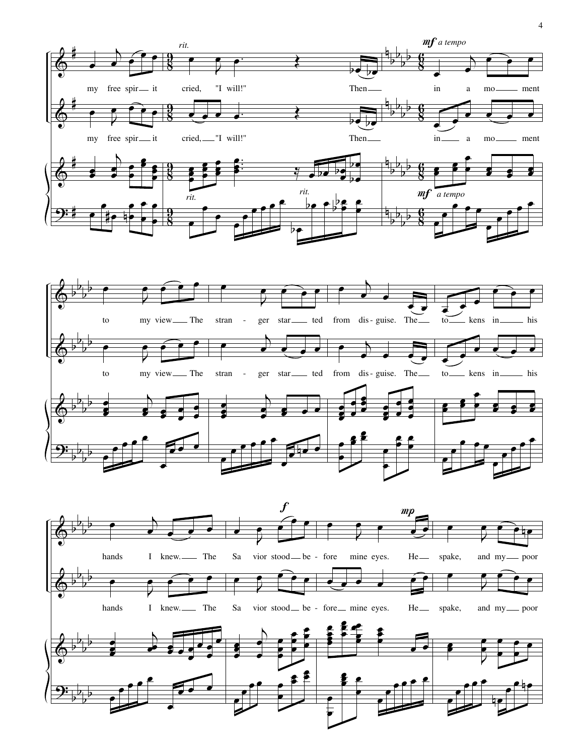*rit.*

*mf a tempo*

my free spir - it cried, "I will!" Then in a mo - ment

to my view The stran - ger star - ted from dis - guise. The to - kens in his

hands I knew. The Sa - vior stood be - fore mine eyes. He spake, and my poor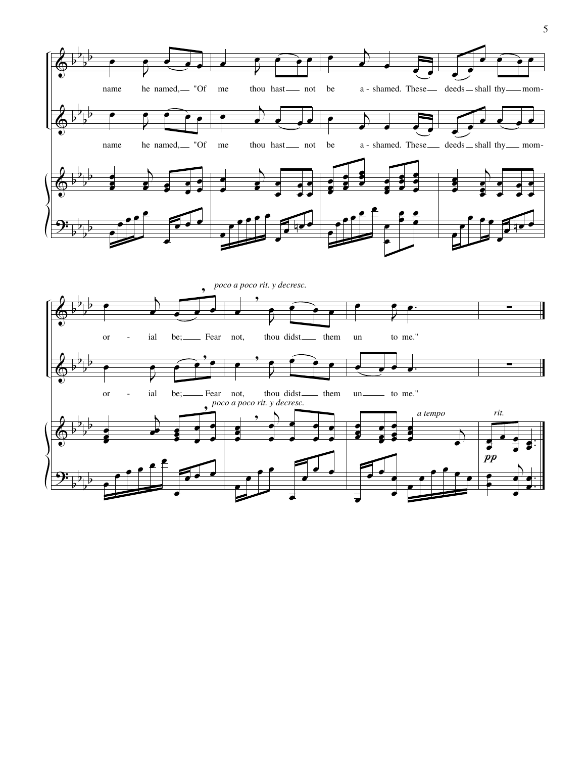name he named, "Of me thou hast not be a - shamed. These deeds shall thy mom-

name he named, "Of me thou hast not be a - shamed. These deeds shall thy mom-

*poco a poco rit. y decresc.*

or - ial be; Fear not, thou didst them un to me."

or - ial be; Fear not, thou didst them un to me."

*poco a poco rit. y decresc.*

*a tempo*

*rit.*

*pp*